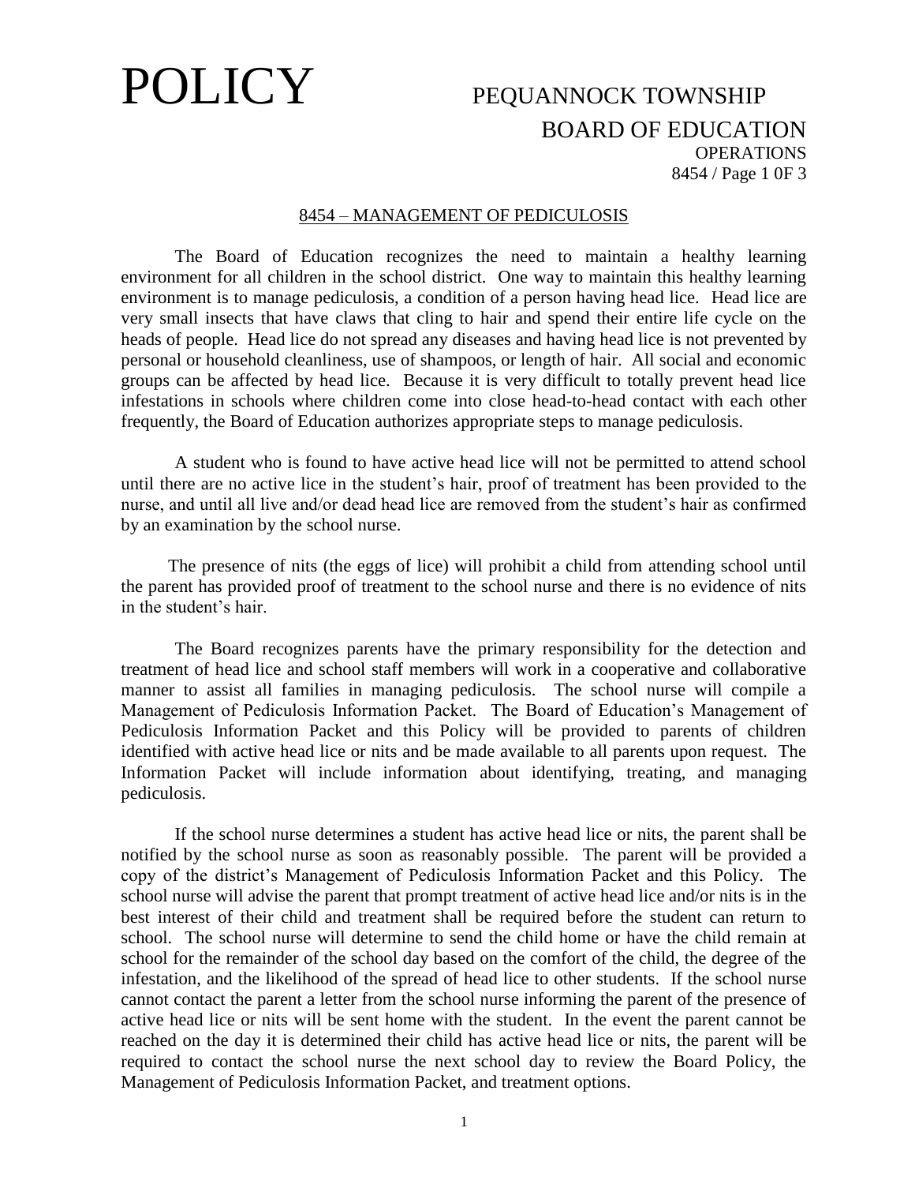# POLICY

PEQUANNOCK TOWNSHIP
BOARD OF EDUCATION
OPERATIONS

## 8454 – MANAGEMENT OF PEDICULOSIS

The Board of Education recognizes the need to maintain a healthy learning environment for all children in the school district. One way to maintain this healthy learning environment is to manage pediculosis, a condition of a person having head lice. Head lice are very small insects that have claws that cling to hair and spend their entire life cycle on the heads of people. Head lice do not spread any diseases and having head lice is not prevented by personal or household cleanliness, use of shampoos, or length of hair. All social and economic groups can be affected by head lice. Because it is very difficult to totally prevent head lice infestations in schools where children come into close head-to-head contact with each other frequently, the Board of Education authorizes appropriate steps to manage pediculosis.

A student who is found to have active head lice will not be permitted to attend school until there are no active lice in the student's hair, proof of treatment has been provided to the nurse, and until all live and/or dead head lice are removed from the student's hair as confirmed by an examination by the school nurse.

The presence of nits (the eggs of lice) will prohibit a child from attending school until the parent has provided proof of treatment to the school nurse and there is no evidence of nits in the student's hair.

The Board recognizes parents have the primary responsibility for the detection and treatment of head lice and school staff members will work in a cooperative and collaborative manner to assist all families in managing pediculosis. The school nurse will compile a Management of Pediculosis Information Packet. The Board of Education's Management of Pediculosis Information Packet and this Policy will be provided to parents of children identified with active head lice or nits and be made available to all parents upon request. The Information Packet will include information about identifying, treating, and managing pediculosis.

If the school nurse determines a student has active head lice or nits, the parent shall be notified by the school nurse as soon as reasonably possible. The parent will be provided a copy of the district's Management of Pediculosis Information Packet and this Policy. The school nurse will advise the parent that prompt treatment of active head lice and/or nits is in the best interest of their child and treatment shall be required before the student can return to school. The school nurse will determine to send the child home or have the child remain at school for the remainder of the school day based on the comfort of the child, the degree of the infestation, and the likelihood of the spread of head lice to other students. If the school nurse cannot contact the parent a letter from the school nurse informing the parent of the presence of active head lice or nits will be sent home with the student. In the event the parent cannot be reached on the day it is determined their child has active head lice or nits, the parent will be required to contact the school nurse the next school day to review the Board Policy, the Management of Pediculosis Information Packet, and treatment options.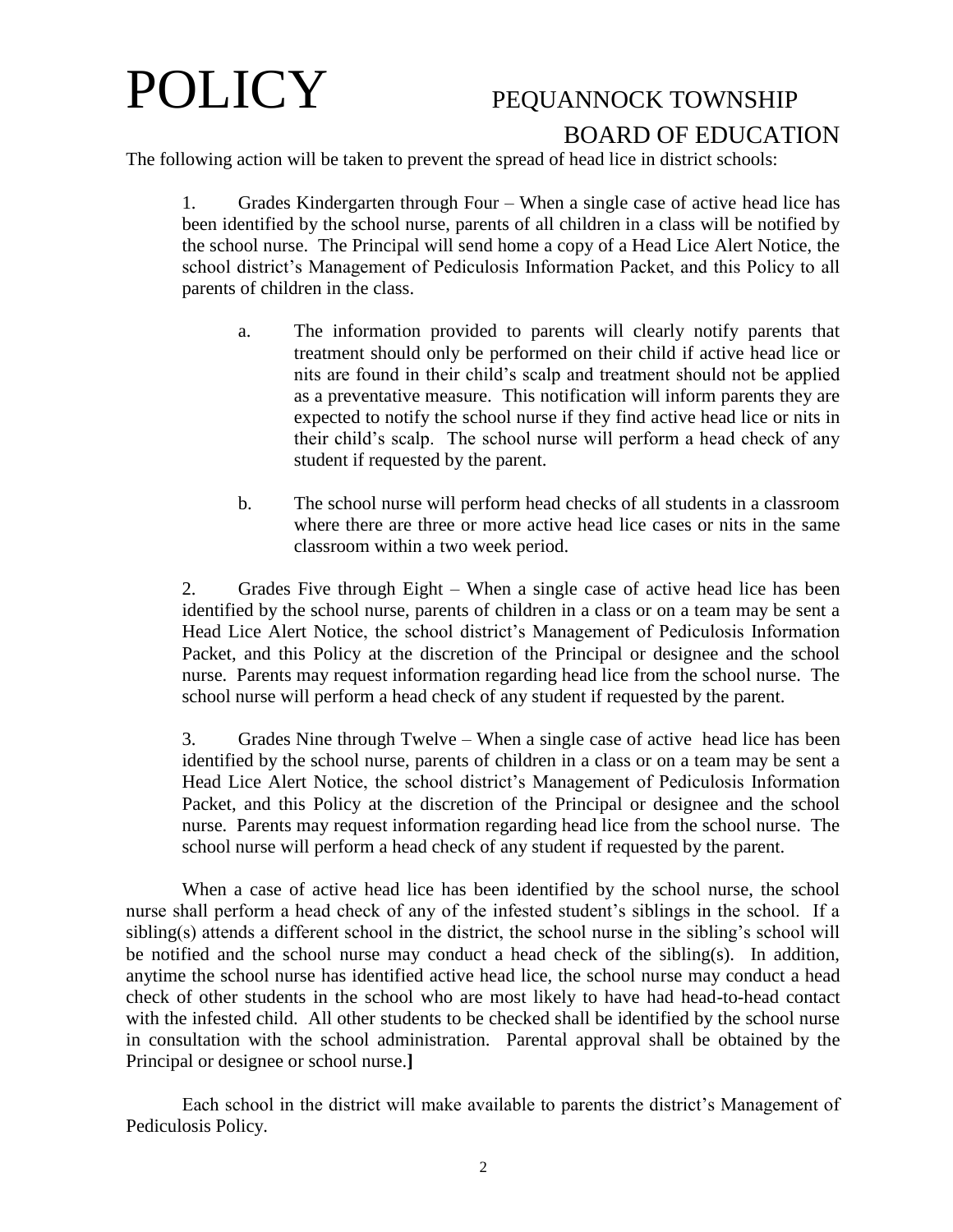The following action will be taken to prevent the spread of head lice in district schools:

1. Grades Kindergarten through Four – When a single case of active head lice has been identified by the school nurse, parents of all children in a class will be notified by the school nurse. The Principal will send home a copy of a Head Lice Alert Notice, the school district's Management of Pediculosis Information Packet, and this Policy to all parents of children in the class.

    a. The information provided to parents will clearly notify parents that treatment should only be performed on their child if active head lice or nits are found in their child's scalp and treatment should not be applied as a preventative measure. This notification will inform parents they are expected to notify the school nurse if they find active head lice or nits in their child's scalp. The school nurse will perform a head check of any student if requested by the parent.

    b. The school nurse will perform head checks of all students in a classroom where there are three or more active head lice cases or nits in the same classroom within a two week period.

2. Grades Five through Eight – When a single case of active head lice has been identified by the school nurse, parents of children in a class or on a team may be sent a Head Lice Alert Notice, the school district's Management of Pediculosis Information Packet, and this Policy at the discretion of the Principal or designee and the school nurse. Parents may request information regarding head lice from the school nurse. The school nurse will perform a head check of any student if requested by the parent.

3. Grades Nine through Twelve – When a single case of active head lice has been identified by the school nurse, parents of children in a class or on a team may be sent a Head Lice Alert Notice, the school district's Management of Pediculosis Information Packet, and this Policy at the discretion of the Principal or designee and the school nurse. Parents may request information regarding head lice from the school nurse. The school nurse will perform a head check of any student if requested by the parent.

When a case of active head lice has been identified by the school nurse, the school nurse shall perform a head check of any of the infested student's siblings in the school. If a sibling(s) attends a different school in the district, the school nurse in the sibling's school will be notified and the school nurse may conduct a head check of the sibling(s). In addition, anytime the school nurse has identified active head lice, the school nurse may conduct a head check of other students in the school who are most likely to have had head-to-head contact with the infested child. All other students to be checked shall be identified by the school nurse in consultation with the school administration. Parental approval shall be obtained by the Principal or designee or school nurse.**]**

Each school in the district will make available to parents the district's Management of Pediculosis Policy.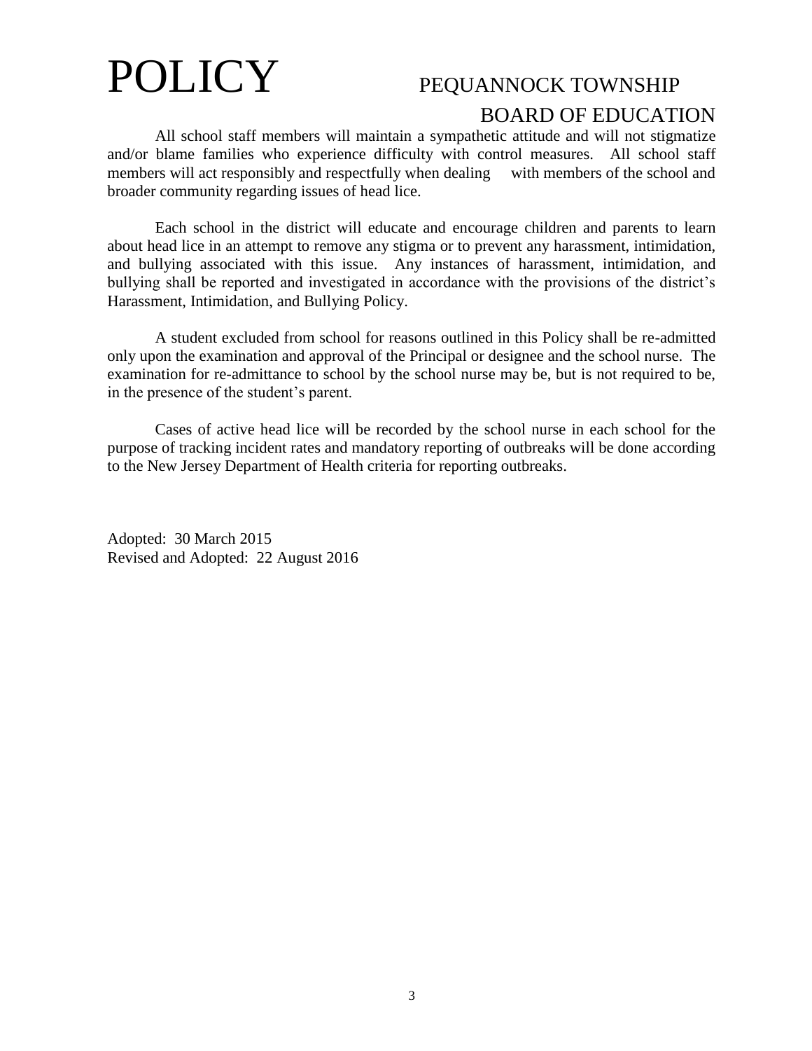All school staff members will maintain a sympathetic attitude and will not stigmatize and/or blame families who experience difficulty with control measures. All school staff members will act responsibly and respectfully when dealing with members of the school and broader community regarding issues of head lice.

Each school in the district will educate and encourage children and parents to learn about head lice in an attempt to remove any stigma or to prevent any harassment, intimidation, and bullying associated with this issue. Any instances of harassment, intimidation, and bullying shall be reported and investigated in accordance with the provisions of the district's Harassment, Intimidation, and Bullying Policy.

A student excluded from school for reasons outlined in this Policy shall be re-admitted only upon the examination and approval of the Principal or designee and the school nurse. The examination for re-admittance to school by the school nurse may be, but is not required to be, in the presence of the student's parent.

Cases of active head lice will be recorded by the school nurse in each school for the purpose of tracking incident rates and mandatory reporting of outbreaks will be done according to the New Jersey Department of Health criteria for reporting outbreaks.

Adopted: 30 March 2015
Revised and Adopted: 22 August 2016